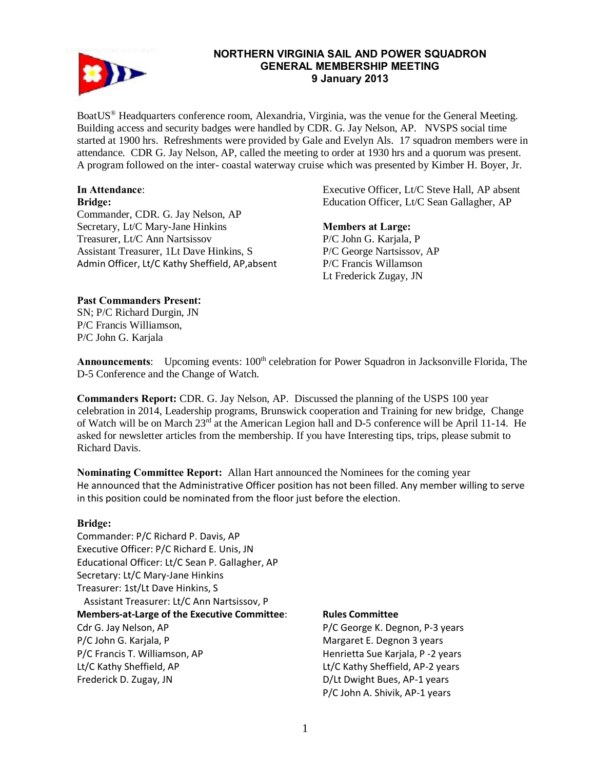# NORTHERN VIRGINIA SAIL AND POWER SQUADRON
## GENERAL MEMBERSHIP MEETING
## 9 January 2013

BoatUS® Headquarters conference room, Alexandria, Virginia, was the venue for the General Meeting. Building access and security badges were handled by CDR. G. Jay Nelson, AP. NVSPS social time started at 1900 hrs. Refreshments were provided by Gale and Evelyn Als. 17 squadron members were in attendance. CDR G. Jay Nelson, AP, called the meeting to order at 1930 hrs and a quorum was present. A program followed on the inter- coastal waterway cruise which was presented by Kimber H. Boyer, Jr.

**In Attendance**:

**Bridge:**

Commander, CDR. G. Jay Nelson, AP
Secretary, Lt/C Mary-Jane Hinkins
Treasurer, Lt/C Ann Nartsissov
Assistant Treasurer, 1Lt Dave Hinkins, S
Admin Officer, Lt/C Kathy Sheffield, AP,absent
Executive Officer, Lt/C Steve Hall, AP absent
Education Officer, Lt/C Sean Gallagher, AP

**Members at Large:**

P/C John G. Karjala, P
P/C George Nartsissov, AP
P/C Francis Willamson
Lt Frederick Zugay, JN

**Past Commanders Present:**

SN; P/C Richard Durgin, JN
P/C Francis Williamson,
P/C John G. Karjala

**Announcements**: Upcoming events: 100th celebration for Power Squadron in Jacksonville Florida, The D-5 Conference and the Change of Watch.

**Commanders Report:** CDR. G. Jay Nelson, AP. Discussed the planning of the USPS 100 year celebration in 2014, Leadership programs, Brunswick cooperation and Training for new bridge, Change of Watch will be on March 23rd at the American Legion hall and D-5 conference will be April 11-14. He asked for newsletter articles from the membership. If you have Interesting tips, trips, please submit to Richard Davis.

**Nominating Committee Report:** Allan Hart announced the Nominees for the coming year
He announced that the Administrative Officer position has not been filled. Any member willing to serve in this position could be nominated from the floor just before the election.

**Bridge:**

Commander: P/C Richard P. Davis, AP
Executive Officer: P/C Richard E. Unis, JN
Educational Officer: Lt/C Sean P. Gallagher, AP
Secretary: Lt/C Mary-Jane Hinkins
Treasurer: 1st/Lt Dave Hinkins, S
Assistant Treasurer: Lt/C Ann Nartsissov, P

**Members-at-Large of the Executive Committee**:

Cdr G. Jay Nelson, AP
P/C John G. Karjala, P
P/C Francis T. Williamson, AP
Lt/C Kathy Sheffield, AP
Frederick D. Zugay, JN

**Rules Committee**

P/C George K. Degnon, P-3 years
Margaret E. Degnon 3 years
Henrietta Sue Karjala, P -2 years
Lt/C Kathy Sheffield, AP-2 years
D/Lt Dwight Bues, AP-1 years
P/C John A. Shivik, AP-1 years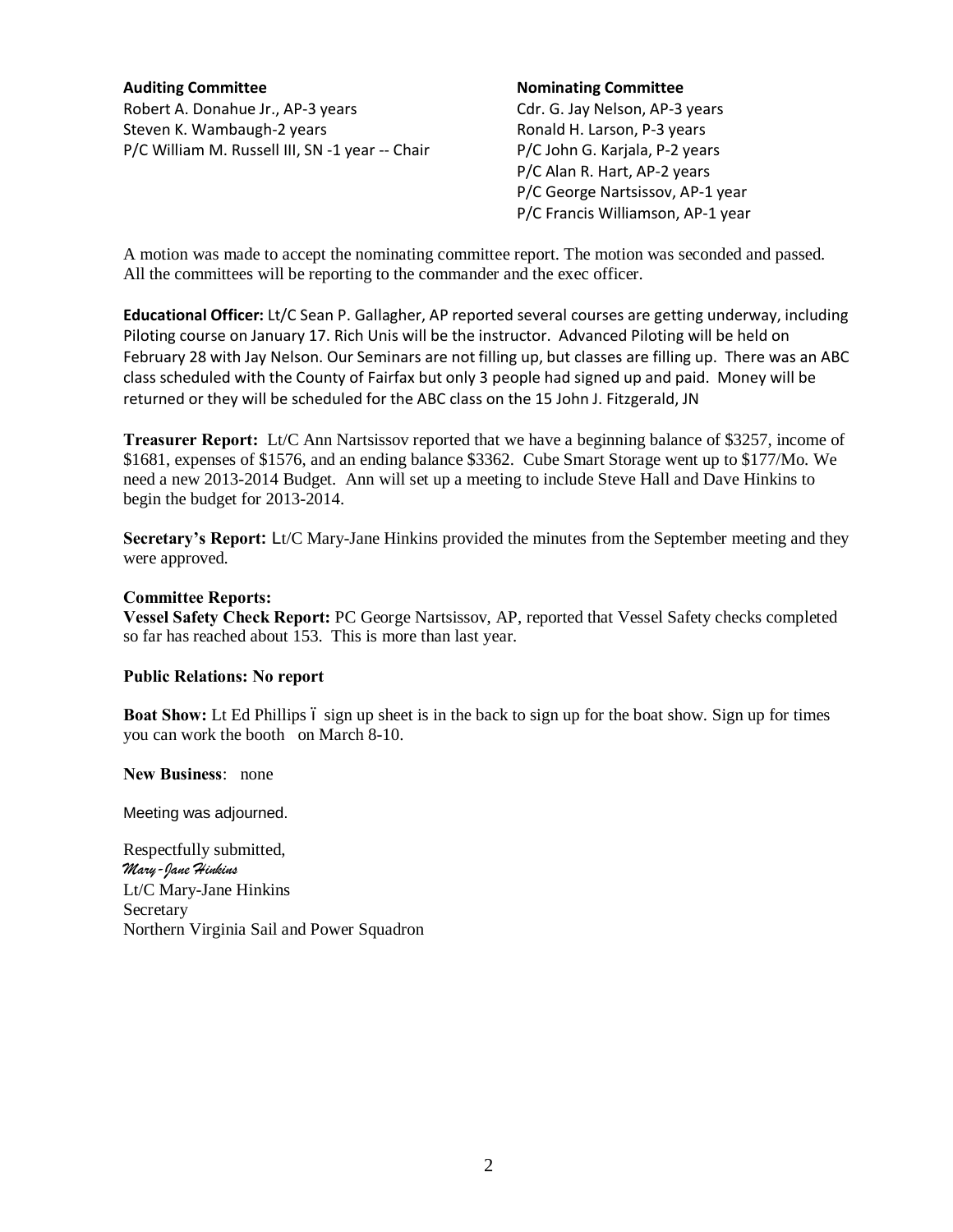**Auditing Committee**
Robert A. Donahue Jr., AP-3 years
Steven K. Wambaugh-2 years
P/C William M. Russell III, SN -1 year -- Chair

**Nominating Committee**
Cdr. G. Jay Nelson, AP-3 years
Ronald H. Larson, P-3 years
P/C John G. Karjala, P-2 years
P/C Alan R. Hart, AP-2 years
P/C George Nartsissov, AP-1 year
P/C Francis Williamson, AP-1 year

A motion was made to accept the nominating committee report. The motion was seconded and passed. All the committees will be reporting to the commander and the exec officer.

**Educational Officer:** Lt/C Sean P. Gallagher, AP reported several courses are getting underway, including Piloting course on January 17. Rich Unis will be the instructor. Advanced Piloting will be held on February 28 with Jay Nelson. Our Seminars are not filling up, but classes are filling up. There was an ABC class scheduled with the County of Fairfax but only 3 people had signed up and paid. Money will be returned or they will be scheduled for the ABC class on the 15 John J. Fitzgerald, JN

**Treasurer Report:** Lt/C Ann Nartsissov reported that we have a beginning balance of $3257, income of $1681, expenses of $1576, and an ending balance $3362. Cube Smart Storage went up to $177/Mo. We need a new 2013-2014 Budget. Ann will set up a meeting to include Steve Hall and Dave Hinkins to begin the budget for 2013-2014.

**Secretary's Report:** Lt/C Mary-Jane Hinkins provided the minutes from the September meeting and they were approved.

**Committee Reports:**
**Vessel Safety Check Report:** PC George Nartsissov, AP, reported that Vessel Safety checks completed so far has reached about 153. This is more than last year.

**Public Relations: No report**

**Boat Show:** Lt Ed Phillips ó sign up sheet is in the back to sign up for the boat show. Sign up for times you can work the booth on March 8-10.

**New Business**: none

Meeting was adjourned.

Respectfully submitted,
*Mary-Jane Hinkins*
Lt/C Mary-Jane Hinkins
Secretary
Northern Virginia Sail and Power Squadron